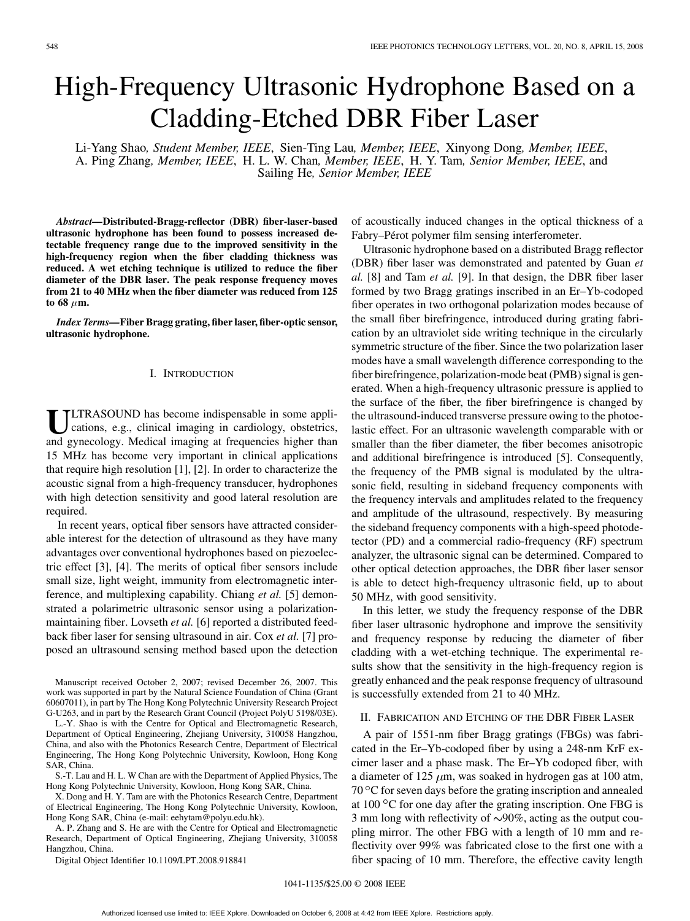# High-Frequency Ultrasonic Hydrophone Based on a Cladding-Etched DBR Fiber Laser

Li-Yang Shao, *Student Member, IEEE*, Sien-Ting Lau, *Member, IEEE*, Xinyong Dong, *Member, IEEE*, A. Ping Zhang, *Member, IEEE*, H. L. W. Chan, *Member, IEEE*, H. Y. Tam, *Senior Member, IEEE*, and Sailing He, *Senior Member, IEEE*

***Abstract*—Distributed-Bragg-reflector (DBR) fiber-laser-based ultrasonic hydrophone has been found to possess increased detectable frequency range due to the improved sensitivity in the high-frequency region when the fiber cladding thickness was reduced. A wet etching technique is utilized to reduce the fiber diameter of the DBR laser. The peak response frequency moves from 21 to 40 MHz when the fiber diameter was reduced from 125 to 68 $\mu$m.**

***Index Terms*—Fiber Bragg grating, fiber laser, fiber-optic sensor, ultrasonic hydrophone.**

## I. Introduction

ULTRASOUND has become indispensable in some applications, e.g., clinical imaging in cardiology, obstetrics, and gynecology. Medical imaging at frequencies higher than 15 MHz has become very important in clinical applications that require high resolution [1], [2]. In order to characterize the acoustic signal from a high-frequency transducer, hydrophones with high detection sensitivity and good lateral resolution are required.

In recent years, optical fiber sensors have attracted considerable interest for the detection of ultrasound as they have many advantages over conventional hydrophones based on piezoelectric effect [3], [4]. The merits of optical fiber sensors include small size, light weight, immunity from electromagnetic interference, and multiplexing capability. Chiang *et al.* [5] demonstrated a polarimetric ultrasonic sensor using a polarization-maintaining fiber. Lovseth *et al.* [6] reported a distributed feedback fiber laser for sensing ultrasound in air. Cox *et al.* [7] proposed an ultrasound sensing method based upon the detection of acoustically induced changes in the optical thickness of a Fabry–Pérot polymer film sensing interferometer.

Ultrasonic hydrophone based on a distributed Bragg reflector (DBR) fiber laser was demonstrated and patented by Guan *et al.* [8] and Tam *et al.* [9]. In that design, the DBR fiber laser formed by two Bragg gratings inscribed in an Er–Yb-codoped fiber operates in two orthogonal polarization modes because of the small fiber birefringence, introduced during grating fabrication by an ultraviolet side writing technique in the circularly symmetric structure of the fiber. Since the two polarization laser modes have a small wavelength difference corresponding to the fiber birefringence, polarization-mode beat (PMB) signal is generated. When a high-frequency ultrasonic pressure is applied to the surface of the fiber, the fiber birefringence is changed by the ultrasound-induced transverse pressure owing to the photoelastic effect. For an ultrasonic wavelength comparable with or smaller than the fiber diameter, the fiber becomes anisotropic and additional birefringence is introduced [5]. Consequently, the frequency of the PMB signal is modulated by the ultrasonic field, resulting in sideband frequency components with the frequency intervals and amplitudes related to the frequency and amplitude of the ultrasound, respectively. By measuring the sideband frequency components with a high-speed photodetector (PD) and a commercial radio-frequency (RF) spectrum analyzer, the ultrasonic signal can be determined. Compared to other optical detection approaches, the DBR fiber laser sensor is able to detect high-frequency ultrasonic field, up to about 50 MHz, with good sensitivity.

In this letter, we study the frequency response of the DBR fiber laser ultrasonic hydrophone and improve the sensitivity and frequency response by reducing the diameter of fiber cladding with a wet-etching technique. The experimental results show that the sensitivity in the high-frequency region is greatly enhanced and the peak response frequency of ultrasound is successfully extended from 21 to 40 MHz.

## II. Fabrication and Etching of the DBR Fiber Laser

A pair of 1551-nm fiber Bragg gratings (FBGs) was fabricated in the Er–Yb-codoped fiber by using a 248-nm KrF excimer laser and a phase mask. The Er–Yb codoped fiber, with a diameter of 125 $\mu$m, was soaked in hydrogen gas at 100 atm, 70 °C for seven days before the grating inscription and annealed at 100 °C for one day after the grating inscription. One FBG is 3 mm long with reflectivity of ~90%, acting as the output coupling mirror. The other FBG with a length of 10 mm and reflectivity over 99% was fabricated close to the first one with a fiber spacing of 10 mm. Therefore, the effective cavity length

---

Manuscript received October 2, 2007; revised December 26, 2007. This work was supported in part by the Natural Science Foundation of China (Grant 60607011), in part by The Hong Kong Polytechnic University Research Project G-U263, and in part by the Research Grant Council (Project PolyU 5198/03E).

L.-Y. Shao is with the Centre for Optical and Electromagnetic Research, Department of Optical Engineering, Zhejiang University, 310058 Hangzhou, China, and also with the Photonics Research Centre, Department of Electrical Engineering, The Hong Kong Polytechnic University, Kowloon, Hong Kong SAR, China.

S.-T. Lau and H. L. W Chan are with the Department of Applied Physics, The Hong Kong Polytechnic University, Kowloon, Hong Kong SAR, China.

X. Dong and H. Y. Tam are with the Photonics Research Centre, Department of Electrical Engineering, The Hong Kong Polytechnic University, Kowloon, Hong Kong SAR, China (e-mail: eehytam@polyu.edu.hk).

A. P. Zhang and S. He are with the Centre for Optical and Electromagnetic Research, Department of Optical Engineering, Zhejiang University, 310058 Hangzhou, China.

Digital Object Identifier 10.1109/LPT.2008.918841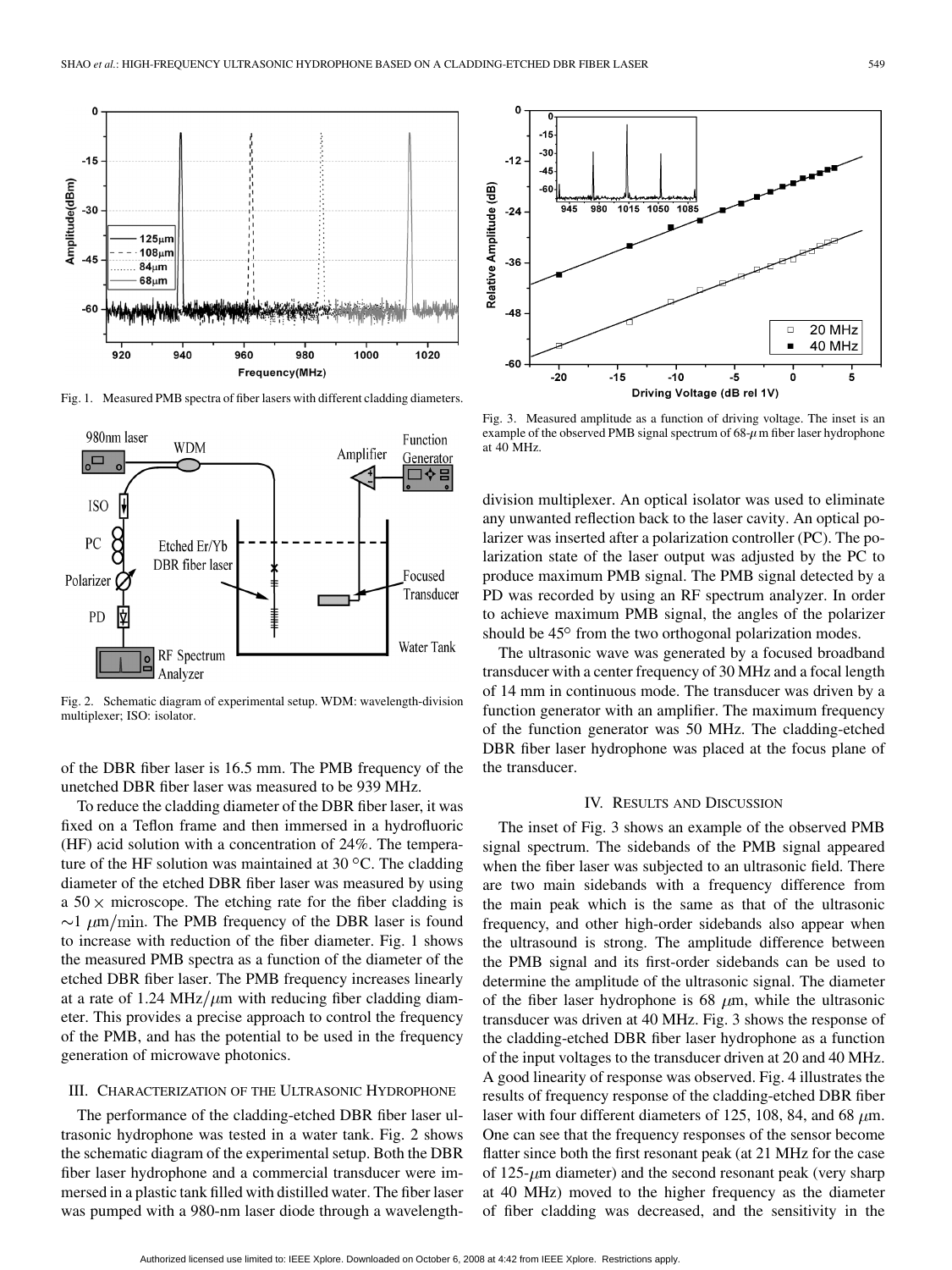Fig. 1. Measured PMB spectra of fiber lasers with different cladding diameters.

Fig. 2. Schematic diagram of experimental setup. WDM: wavelength-division multiplexer; ISO: isolator.

of the DBR fiber laser is 16.5 mm. The PMB frequency of the unetched DBR fiber laser was measured to be 939 MHz.

To reduce the cladding diameter of the DBR fiber laser, it was fixed on a Teflon frame and then immersed in a hydrofluoric (HF) acid solution with a concentration of 24%. The temperature of the HF solution was maintained at 30 °C. The cladding diameter of the etched DBR fiber laser was measured by using a $50\times$ microscope. The etching rate for the fiber cladding is $\sim 1\ \mu\mathrm{m/min}$. The PMB frequency of the DBR laser is found to increase with reduction of the fiber diameter. Fig. 1 shows the measured PMB spectra as a function of the diameter of the etched DBR fiber laser. The PMB frequency increases linearly at a rate of 1.24 MHz/$\mu$m with reducing fiber cladding diameter. This provides a precise approach to control the frequency of the PMB, and has the potential to be used in the frequency generation of microwave photonics.

## III. Characterization of the Ultrasonic Hydrophone

The performance of the cladding-etched DBR fiber laser ultrasonic hydrophone was tested in a water tank. Fig. 2 shows the schematic diagram of the experimental setup. Both the DBR fiber laser hydrophone and a commercial transducer were immersed in a plastic tank filled with distilled water. The fiber laser was pumped with a 980-nm laser diode through a wavelength-division multiplexer. An optical isolator was used to eliminate any unwanted reflection back to the laser cavity. An optical polarizer was inserted after a polarization controller (PC). The polarization state of the laser output was adjusted by the PC to produce maximum PMB signal. The PMB signal detected by a PD was recorded by using an RF spectrum analyzer. In order to achieve maximum PMB signal, the angles of the polarizer should be 45° from the two orthogonal polarization modes.

Fig. 3. Measured amplitude as a function of driving voltage. The inset is an example of the observed PMB signal spectrum of 68-$\mu$m fiber laser hydrophone at 40 MHz.

The ultrasonic wave was generated by a focused broadband transducer with a center frequency of 30 MHz and a focal length of 14 mm in continuous mode. The transducer was driven by a function generator with an amplifier. The maximum frequency of the function generator was 50 MHz. The cladding-etched DBR fiber laser hydrophone was placed at the focus plane of the transducer.

## IV. Results and Discussion

The inset of Fig. 3 shows an example of the observed PMB signal spectrum. The sidebands of the PMB signal appeared when the fiber laser was subjected to an ultrasonic field. There are two main sidebands with a frequency difference from the main peak which is the same as that of the ultrasonic frequency, and other high-order sidebands also appear when the ultrasound is strong. The amplitude difference between the PMB signal and its first-order sidebands can be used to determine the amplitude of the ultrasonic signal. The diameter of the fiber laser hydrophone is 68 $\mu$m, while the ultrasonic transducer was driven at 40 MHz. Fig. 3 shows the response of the cladding-etched DBR fiber laser hydrophone as a function of the input voltages to the transducer driven at 20 and 40 MHz. A good linearity of response was observed. Fig. 4 illustrates the results of frequency response of the cladding-etched DBR fiber laser with four different diameters of 125, 108, 84, and 68 $\mu$m. One can see that the frequency responses of the sensor become flatter since both the first resonant peak (at 21 MHz for the case of 125-$\mu$m diameter) and the second resonant peak (very sharp at 40 MHz) moved to the higher frequency as the diameter of fiber cladding was decreased, and the sensitivity in the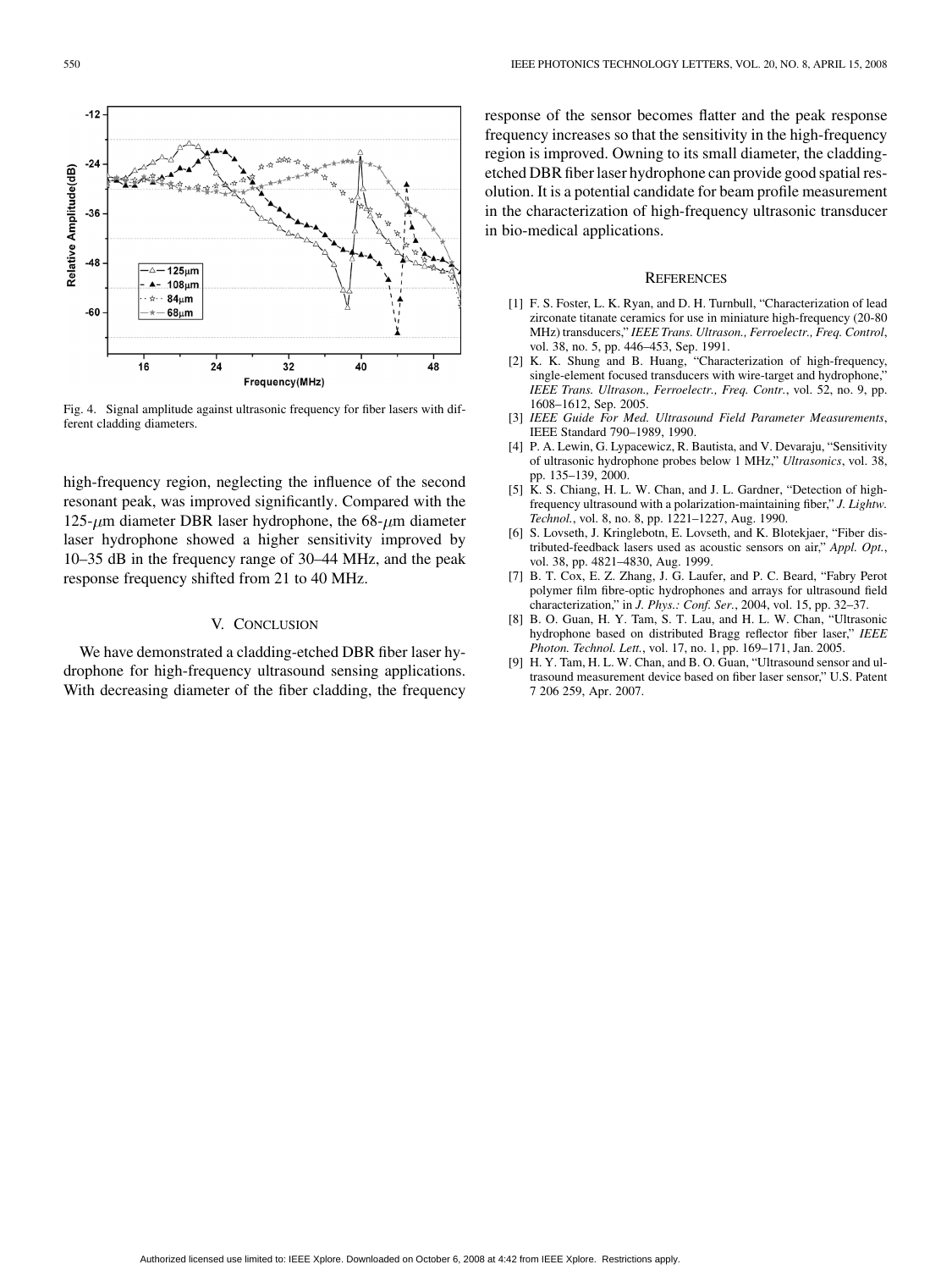-12

-24

-36

-48

-60

Relative Amplitude(dB)

16 24 32 40 48

Frequency(MHz)

125μm
108μm
84μm
68μm

Fig. 4. Signal amplitude against ultrasonic frequency for fiber lasers with different cladding diameters.

high-frequency region, neglecting the influence of the second resonant peak, was improved significantly. Compared with the 125-$\mu$m diameter DBR laser hydrophone, the 68-$\mu$m diameter laser hydrophone showed a higher sensitivity improved by 10–35 dB in the frequency range of 30–44 MHz, and the peak response frequency shifted from 21 to 40 MHz.

## V. Conclusion

We have demonstrated a cladding-etched DBR fiber laser hydrophone for high-frequency ultrasound sensing applications. With decreasing diameter of the fiber cladding, the frequency response of the sensor becomes flatter and the peak response frequency increases so that the sensitivity in the high-frequency region is improved. Owning to its small diameter, the cladding-etched DBR fiber laser hydrophone can provide good spatial resolution. It is a potential candidate for beam profile measurement in the characterization of high-frequency ultrasonic transducer in bio-medical applications.

## References

[1] F. S. Foster, L. K. Ryan, and D. H. Turnbull, "Characterization of lead zirconate titanate ceramics for use in miniature high-frequency (20-80 MHz) transducers," *IEEE Trans. Ultrason., Ferroelectr., Freq. Control*, vol. 38, no. 5, pp. 446–453, Sep. 1991.

[2] K. K. Shung and B. Huang, "Characterization of high-frequency, single-element focused transducers with wire-target and hydrophone," *IEEE Trans. Ultrason., Ferroelectr., Freq. Contr.*, vol. 52, no. 9, pp. 1608–1612, Sep. 2005.

[3] *IEEE Guide For Med. Ultrasound Field Parameter Measurements*, IEEE Standard 790–1989, 1990.

[4] P. A. Lewin, G. Lypacewicz, R. Bautista, and V. Devaraju, "Sensitivity of ultrasonic hydrophone probes below 1 MHz," *Ultrasonics*, vol. 38, pp. 135–139, 2000.

[5] K. S. Chiang, H. L. W. Chan, and J. L. Gardner, "Detection of high-frequency ultrasound with a polarization-maintaining fiber," *J. Lightw. Technol.*, vol. 8, no. 8, pp. 1221–1227, Aug. 1990.

[6] S. Lovseth, J. Kringlebotn, E. Lovseth, and K. Blotekjaer, "Fiber distributed-feedback lasers used as acoustic sensors on air," *Appl. Opt.*, vol. 38, pp. 4821–4830, Aug. 1999.

[7] B. T. Cox, E. Z. Zhang, J. G. Laufer, and P. C. Beard, "Fabry Perot polymer film fibre-optic hydrophones and arrays for ultrasound field characterization," in *J. Phys.: Conf. Ser.*, 2004, vol. 15, pp. 32–37.

[8] B. O. Guan, H. Y. Tam, S. T. Lau, and H. L. W. Chan, "Ultrasonic hydrophone based on distributed Bragg reflector fiber laser," *IEEE Photon. Technol. Lett.*, vol. 17, no. 1, pp. 169–171, Jan. 2005.

[9] H. Y. Tam, H. L. W. Chan, and B. O. Guan, "Ultrasound sensor and ultrasound measurement device based on fiber laser sensor," U.S. Patent 7 206 259, Apr. 2007.